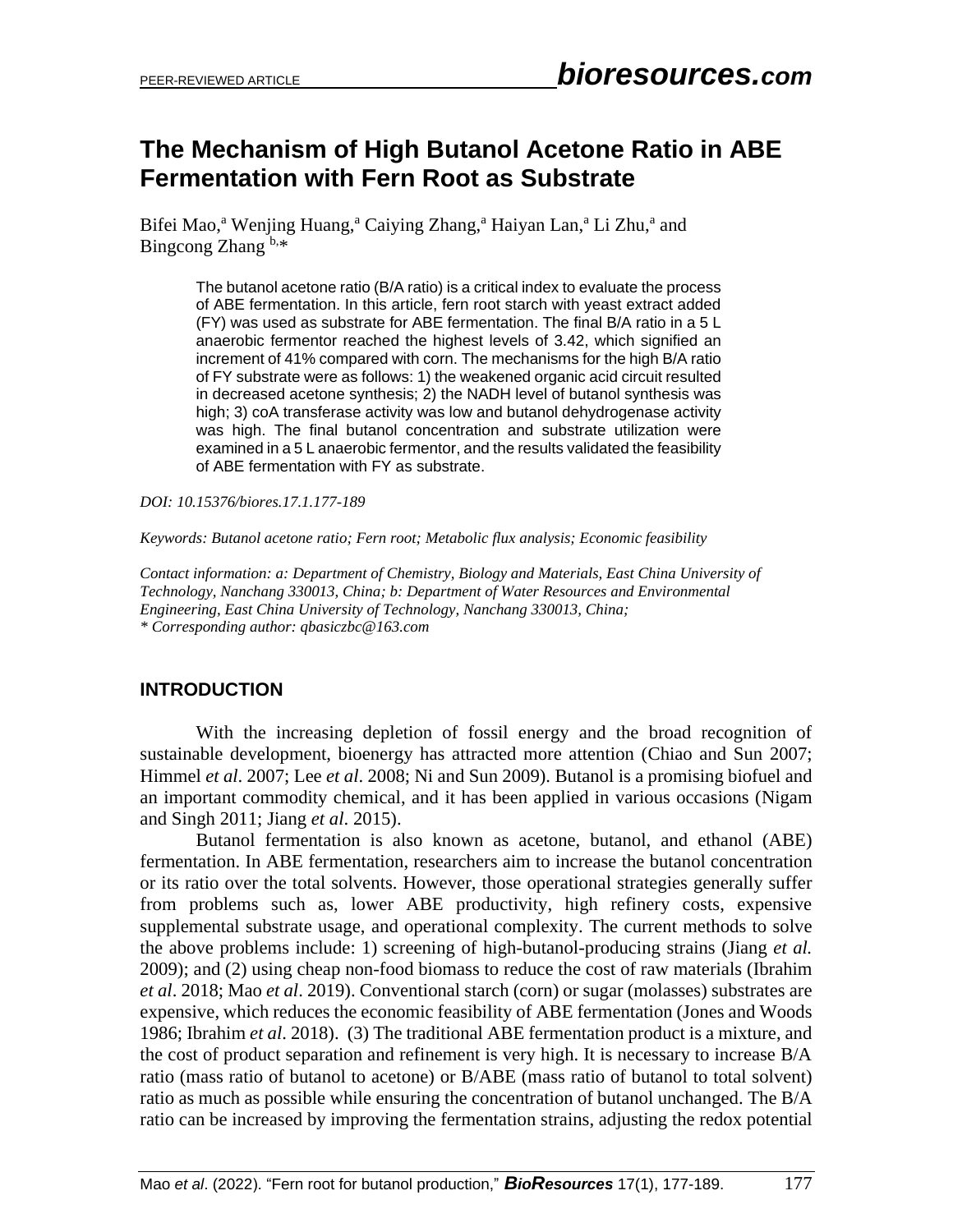# The Mechanism of High Butanol Acetone Ratio in ABE Fermentation with Fern Root as Substrate

Bifei Mao,[a] Wenjing Huang,[a] Caiying Zhang,[a] Haiyan Lan,[a] Li Zhu,[a] and Bingcong Zhang [b,]*

> The butanol acetone ratio (B/A ratio) is a critical index to evaluate the process of ABE fermentation. In this article, fern root starch with yeast extract added (FY) was used as substrate for ABE fermentation. The final B/A ratio in a 5 L anaerobic fermentor reached the highest levels of 3.42, which signified an increment of 41% compared with corn. The mechanisms for the high B/A ratio of FY substrate were as follows: 1) the weakened organic acid circuit resulted in decreased acetone synthesis; 2) the NADH level of butanol synthesis was high; 3) coA transferase activity was low and butanol dehydrogenase activity was high. The final butanol concentration and substrate utilization were examined in a 5 L anaerobic fermentor, and the results validated the feasibility of ABE fermentation with FY as substrate.

*DOI: 10.15376/biores.17.1.177-189*

*Keywords: Butanol acetone ratio; Fern root; Metabolic flux analysis; Economic feasibility*

*Contact information: a: Department of Chemistry, Biology and Materials, East China University of Technology, Nanchang 330013, China; b: Department of Water Resources and Environmental Engineering, East China University of Technology, Nanchang 330013, China;*
*\* Corresponding author: qbasiczbc@163.com*

## INTRODUCTION

With the increasing depletion of fossil energy and the broad recognition of sustainable development, bioenergy has attracted more attention (Chiao and Sun 2007; Himmel *et al*. 2007; Lee *et al*. 2008; Ni and Sun 2009). Butanol is a promising biofuel and an important commodity chemical, and it has been applied in various occasions (Nigam and Singh 2011; Jiang *et al*. 2015).

Butanol fermentation is also known as acetone, butanol, and ethanol (ABE) fermentation. In ABE fermentation, researchers aim to increase the butanol concentration or its ratio over the total solvents. However, those operational strategies generally suffer from problems such as, lower ABE productivity, high refinery costs, expensive supplemental substrate usage, and operational complexity. The current methods to solve the above problems include: 1) screening of high-butanol-producing strains (Jiang *et al.* 2009); and (2) using cheap non-food biomass to reduce the cost of raw materials (Ibrahim *et al*. 2018; Mao *et al*. 2019). Conventional starch (corn) or sugar (molasses) substrates are expensive, which reduces the economic feasibility of ABE fermentation (Jones and Woods 1986; Ibrahim *et al*. 2018). (3) The traditional ABE fermentation product is a mixture, and the cost of product separation and refinement is very high. It is necessary to increase B/A ratio (mass ratio of butanol to acetone) or B/ABE (mass ratio of butanol to total solvent) ratio as much as possible while ensuring the concentration of butanol unchanged. The B/A ratio can be increased by improving the fermentation strains, adjusting the redox potential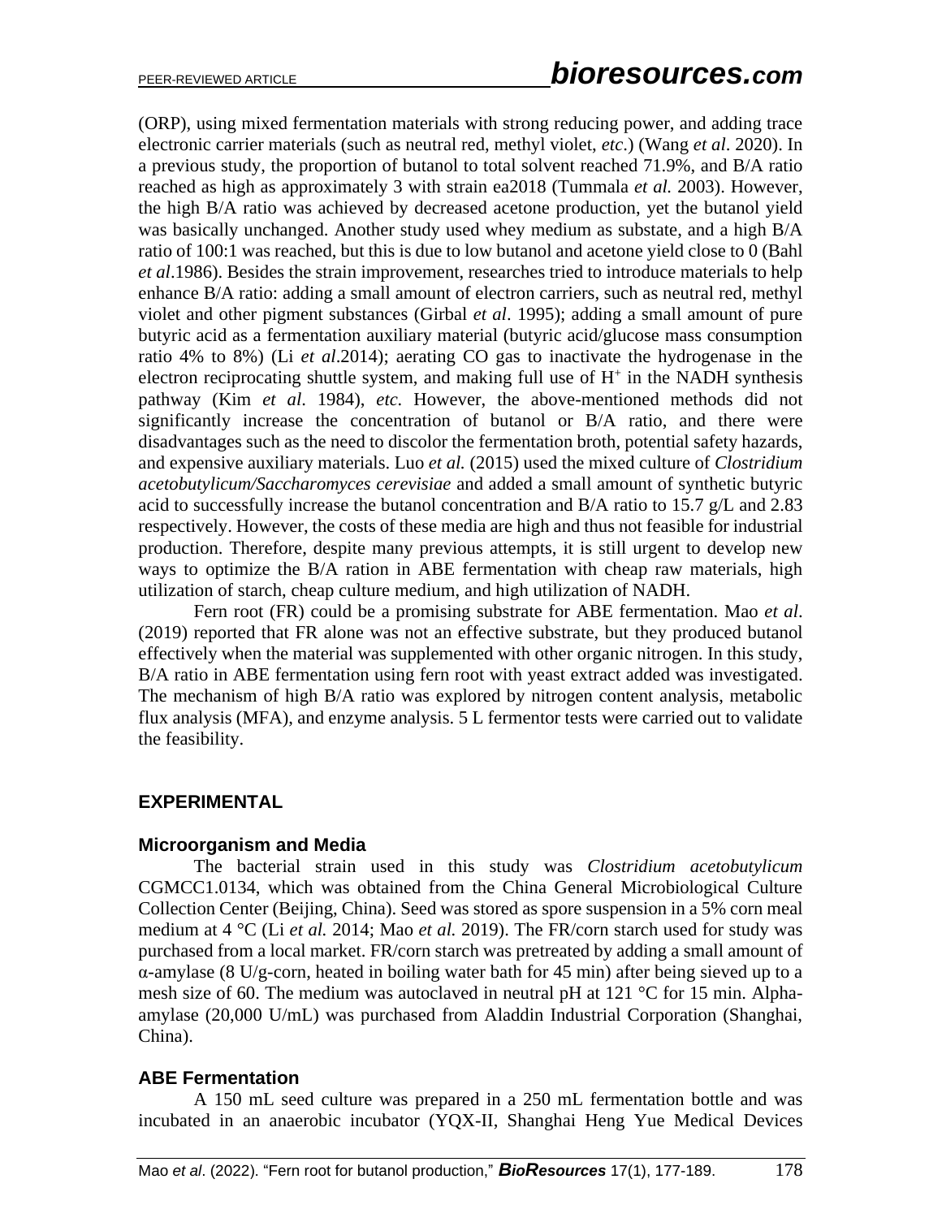(ORP), using mixed fermentation materials with strong reducing power, and adding trace electronic carrier materials (such as neutral red, methyl violet, *etc*.) (Wang *et al*. 2020). In a previous study, the proportion of butanol to total solvent reached 71.9%, and B/A ratio reached as high as approximately 3 with strain ea2018 (Tummala *et al.* 2003). However, the high B/A ratio was achieved by decreased acetone production, yet the butanol yield was basically unchanged. Another study used whey medium as substate, and a high B/A ratio of 100:1 was reached, but this is due to low butanol and acetone yield close to 0 (Bahl *et al*.1986). Besides the strain improvement, researches tried to introduce materials to help enhance B/A ratio: adding a small amount of electron carriers, such as neutral red, methyl violet and other pigment substances (Girbal *et al*. 1995); adding a small amount of pure butyric acid as a fermentation auxiliary material (butyric acid/glucose mass consumption ratio 4% to 8%) (Li *et al*.2014); aerating CO gas to inactivate the hydrogenase in the electron reciprocating shuttle system, and making full use of $H^+$ in the NADH synthesis pathway (Kim *et al*. 1984), *etc.* However, the above-mentioned methods did not significantly increase the concentration of butanol or B/A ratio, and there were disadvantages such as the need to discolor the fermentation broth, potential safety hazards, and expensive auxiliary materials. Luo *et al.* (2015) used the mixed culture of *Clostridium acetobutylicum/Saccharomyces cerevisiae* and added a small amount of synthetic butyric acid to successfully increase the butanol concentration and B/A ratio to 15.7 g/L and 2.83 respectively. However, the costs of these media are high and thus not feasible for industrial production. Therefore, despite many previous attempts, it is still urgent to develop new ways to optimize the B/A ration in ABE fermentation with cheap raw materials, high utilization of starch, cheap culture medium, and high utilization of NADH.

Fern root (FR) could be a promising substrate for ABE fermentation. Mao *et al*. (2019) reported that FR alone was not an effective substrate, but they produced butanol effectively when the material was supplemented with other organic nitrogen. In this study, B/A ratio in ABE fermentation using fern root with yeast extract added was investigated. The mechanism of high B/A ratio was explored by nitrogen content analysis, metabolic flux analysis (MFA), and enzyme analysis. 5 L fermentor tests were carried out to validate the feasibility.

## EXPERIMENTAL

### Microorganism and Media

The bacterial strain used in this study was *Clostridium acetobutylicum* CGMCC1.0134, which was obtained from the China General Microbiological Culture Collection Center (Beijing, China). Seed was stored as spore suspension in a 5% corn meal medium at 4 °C (Li *et al.* 2014; Mao *et al.* 2019). The FR/corn starch used for study was purchased from a local market. FR/corn starch was pretreated by adding a small amount of α-amylase (8 U/g-corn, heated in boiling water bath for 45 min) after being sieved up to a mesh size of 60. The medium was autoclaved in neutral pH at 121 °C for 15 min. Alpha-amylase (20,000 U/mL) was purchased from Aladdin Industrial Corporation (Shanghai, China).

### ABE Fermentation

A 150 mL seed culture was prepared in a 250 mL fermentation bottle and was incubated in an anaerobic incubator (YQX-II, Shanghai Heng Yue Medical Devices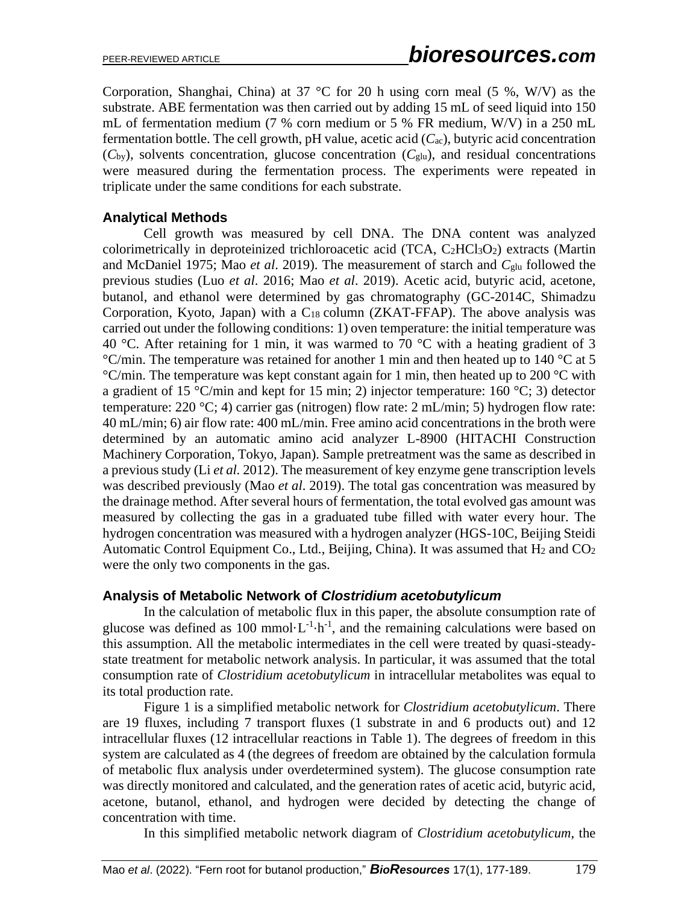Corporation, Shanghai, China) at 37 °C for 20 h using corn meal (5 %, W/V) as the substrate. ABE fermentation was then carried out by adding 15 mL of seed liquid into 150 mL of fermentation medium (7 % corn medium or 5 % FR medium, W/V) in a 250 mL fermentation bottle. The cell growth, pH value, acetic acid ($C_{ac}$), butyric acid concentration ($C_{by}$), solvents concentration, glucose concentration ($C_{glu}$), and residual concentrations were measured during the fermentation process. The experiments were repeated in triplicate under the same conditions for each substrate.

### Analytical Methods

Cell growth was measured by cell DNA. The DNA content was analyzed colorimetrically in deproteinized trichloroacetic acid (TCA, $C_2HCl_3O_2$) extracts (Martin and McDaniel 1975; Mao *et al*. 2019). The measurement of starch and $C_{glu}$ followed the previous studies (Luo *et al*. 2016; Mao *et al*. 2019). Acetic acid, butyric acid, acetone, butanol, and ethanol were determined by gas chromatography (GC-2014C, Shimadzu Corporation, Kyoto, Japan) with a $C_{18}$ column (ZKAT-FFAP). The above analysis was carried out under the following conditions: 1) oven temperature: the initial temperature was 40 °C. After retaining for 1 min, it was warmed to 70 °C with a heating gradient of 3 °C/min. The temperature was retained for another 1 min and then heated up to 140 °C at 5 °C/min. The temperature was kept constant again for 1 min, then heated up to 200 °C with a gradient of 15 °C/min and kept for 15 min; 2) injector temperature: 160 °C; 3) detector temperature: 220 °C; 4) carrier gas (nitrogen) flow rate: 2 mL/min; 5) hydrogen flow rate: 40 mL/min; 6) air flow rate: 400 mL/min. Free amino acid concentrations in the broth were determined by an automatic amino acid analyzer L-8900 (HITACHI Construction Machinery Corporation, Tokyo, Japan). Sample pretreatment was the same as described in a previous study (Li *et al*. 2012). The measurement of key enzyme gene transcription levels was described previously (Mao *et al*. 2019). The total gas concentration was measured by the drainage method. After several hours of fermentation, the total evolved gas amount was measured by collecting the gas in a graduated tube filled with water every hour. The hydrogen concentration was measured with a hydrogen analyzer (HGS-10C, Beijing Steidi Automatic Control Equipment Co., Ltd., Beijing, China). It was assumed that $H_2$ and $CO_2$ were the only two components in the gas.

### Analysis of Metabolic Network of *Clostridium acetobutylicum*

In the calculation of metabolic flux in this paper, the absolute consumption rate of glucose was defined as 100 $mmol \cdot L^{-1} \cdot h^{-1}$, and the remaining calculations were based on this assumption. All the metabolic intermediates in the cell were treated by quasi-steady-state treatment for metabolic network analysis. In particular, it was assumed that the total consumption rate of *Clostridium acetobutylicum* in intracellular metabolites was equal to its total production rate.

Figure 1 is a simplified metabolic network for *Clostridium acetobutylicum*. There are 19 fluxes, including 7 transport fluxes (1 substrate in and 6 products out) and 12 intracellular fluxes (12 intracellular reactions in Table 1). The degrees of freedom in this system are calculated as 4 (the degrees of freedom are obtained by the calculation formula of metabolic flux analysis under overdetermined system). The glucose consumption rate was directly monitored and calculated, and the generation rates of acetic acid, butyric acid, acetone, butanol, ethanol, and hydrogen were decided by detecting the change of concentration with time.

In this simplified metabolic network diagram of *Clostridium acetobutylicum*, the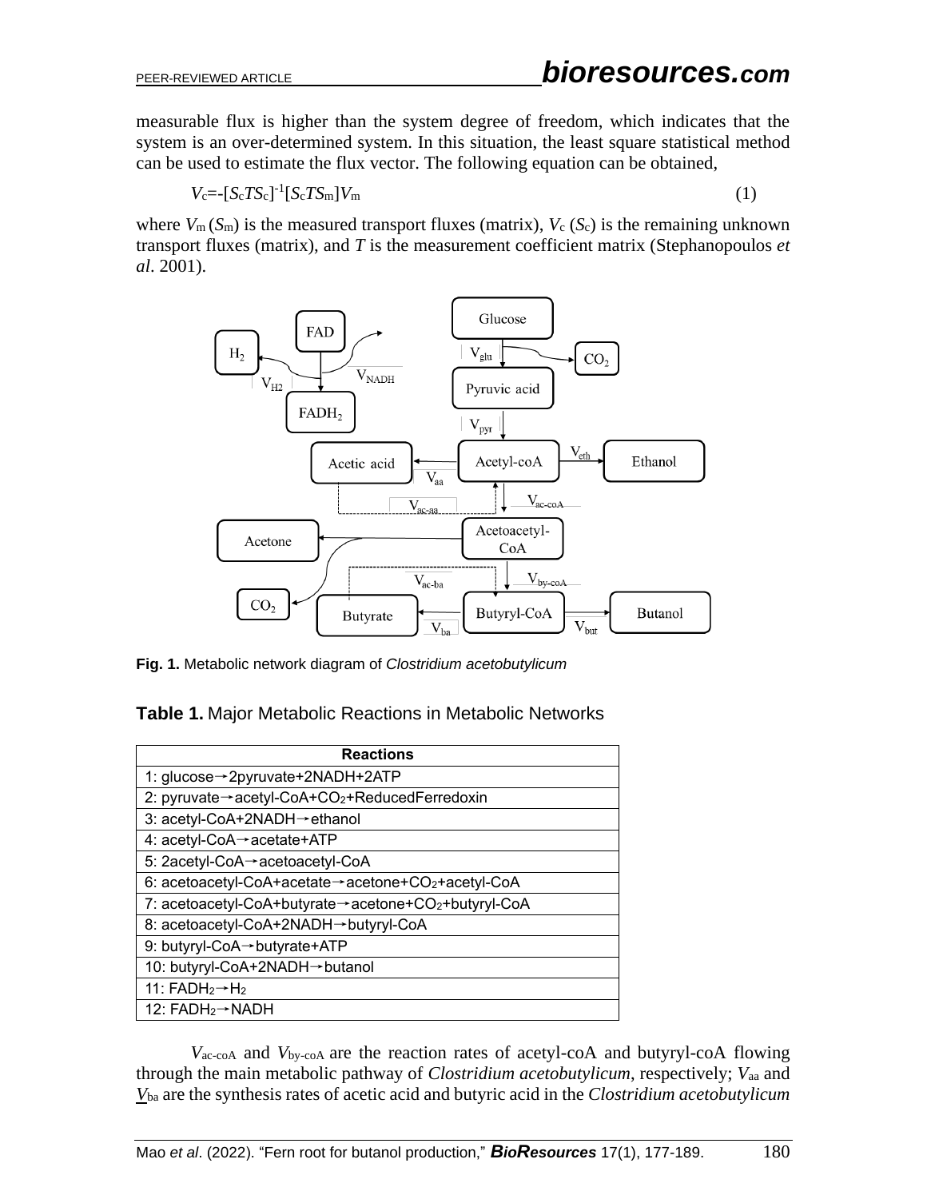measurable flux is higher than the system degree of freedom, which indicates that the system is an over-determined system. In this situation, the least square statistical method can be used to estimate the flux vector. The following equation can be obtained,

$$V_c = -[S_c T S_c]^{-1}[S_c T S_m] V_m \tag{1}$$

where $V_m$ ($S_m$) is the measured transport fluxes (matrix), $V_c$ ($S_c$) is the remaining unknown transport fluxes (matrix), and $T$ is the measurement coefficient matrix (Stephanopoulos *et al*. 2001).

**Fig. 1.** Metabolic network diagram of *Clostridium acetobutylicum*

**Table 1.** Major Metabolic Reactions in Metabolic Networks

| Reactions |
|---|
| 1: glucose→2pyruvate+2NADH+2ATP |
| 2: pyruvate→acetyl-CoA+$CO_2$+ReducedFerredoxin |
| 3: acetyl-CoA+2NADH→ethanol |
| 4: acetyl-CoA→acetate+ATP |
| 5: 2acetyl-CoA→acetoacetyl-CoA |
| 6: acetoacetyl-CoA+acetate→acetone+$CO_2$+acetyl-CoA |
| 7: acetoacetyl-CoA+butyrate→acetone+$CO_2$+butyryl-CoA |
| 8: acetoacetyl-CoA+2NADH→butyryl-CoA |
| 9: butyryl-CoA→butyrate+ATP |
| 10: butyryl-CoA+2NADH→butanol |
| 11: $FADH_2$→$H_2$ |
| 12: $FADH_2$→NADH |

$V_{ac\text{-}coA}$ and $V_{by\text{-}coA}$ are the reaction rates of acetyl-coA and butyryl-coA flowing through the main metabolic pathway of *Clostridium acetobutylicum*, respectively; $V_{aa}$ and $V_{ba}$ are the synthesis rates of acetic acid and butyric acid in the *Clostridium acetobutylicum*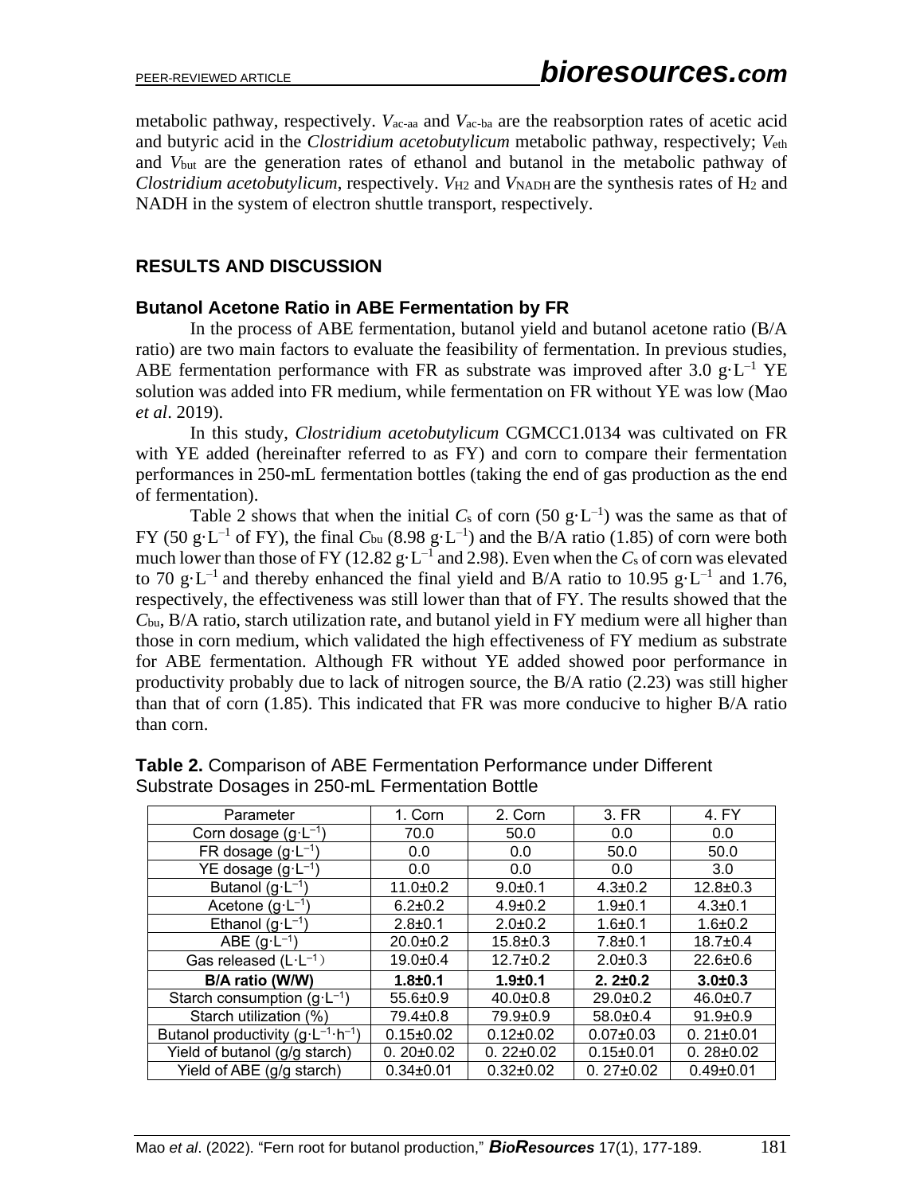metabolic pathway, respectively. $V_{ac\text{-}aa}$ and $V_{ac\text{-}ba}$ are the reabsorption rates of acetic acid and butyric acid in the *Clostridium acetobutylicum* metabolic pathway, respectively; $V_{eth}$ and $V_{but}$ are the generation rates of ethanol and butanol in the metabolic pathway of *Clostridium acetobutylicum*, respectively. $V_{H2}$ and $V_{NADH}$ are the synthesis rates of $H_2$ and NADH in the system of electron shuttle transport, respectively.

## RESULTS AND DISCUSSION

### Butanol Acetone Ratio in ABE Fermentation by FR

In the process of ABE fermentation, butanol yield and butanol acetone ratio (B/A ratio) are two main factors to evaluate the feasibility of fermentation. In previous studies, ABE fermentation performance with FR as substrate was improved after 3.0 $g \cdot L^{-1}$ YE solution was added into FR medium, while fermentation on FR without YE was low (Mao *et al*. 2019).

In this study, *Clostridium acetobutylicum* CGMCC1.0134 was cultivated on FR with YE added (hereinafter referred to as FY) and corn to compare their fermentation performances in 250-mL fermentation bottles (taking the end of gas production as the end of fermentation).

Table 2 shows that when the initial $C_s$ of corn (50 $g \cdot L^{-1}$) was the same as that of FY (50 $g \cdot L^{-1}$ of FY), the final $C_{bu}$ (8.98 $g \cdot L^{-1}$) and the B/A ratio (1.85) of corn were both much lower than those of FY (12.82 $g \cdot L^{-1}$ and 2.98). Even when the $C_s$ of corn was elevated to 70 $g \cdot L^{-1}$ and thereby enhanced the final yield and B/A ratio to 10.95 $g \cdot L^{-1}$ and 1.76, respectively, the effectiveness was still lower than that of FY. The results showed that the $C_{bu}$, B/A ratio, starch utilization rate, and butanol yield in FY medium were all higher than those in corn medium, which validated the high effectiveness of FY medium as substrate for ABE fermentation. Although FR without YE added showed poor performance in productivity probably due to lack of nitrogen source, the B/A ratio (2.23) was still higher than that of corn (1.85). This indicated that FR was more conducive to higher B/A ratio than corn.

**Table 2.** Comparison of ABE Fermentation Performance under Different Substrate Dosages in 250-mL Fermentation Bottle

| Parameter | 1. Corn | 2. Corn | 3. FR | 4. FY |
|---|---|---|---|---|
| Corn dosage ($g \cdot L^{-1}$) | 70.0 | 50.0 | 0.0 | 0.0 |
| FR dosage ($g \cdot L^{-1}$) | 0.0 | 0.0 | 50.0 | 50.0 |
| YE dosage ($g \cdot L^{-1}$) | 0.0 | 0.0 | 0.0 | 3.0 |
| Butanol ($g \cdot L^{-1}$) | 11.0±0.2 | 9.0±0.1 | 4.3±0.2 | 12.8±0.3 |
| Acetone ($g \cdot L^{-1}$) | 6.2±0.2 | 4.9±0.2 | 1.9±0.1 | 4.3±0.1 |
| Ethanol ($g \cdot L^{-1}$) | 2.8±0.1 | 2.0±0.2 | 1.6±0.1 | 1.6±0.2 |
| ABE ($g \cdot L^{-1}$) | 20.0±0.2 | 15.8±0.3 | 7.8±0.1 | 18.7±0.4 |
| Gas released ($L \cdot L^{-1}$) | 19.0±0.4 | 12.7±0.2 | 2.0±0.3 | 22.6±0.6 |
| **B/A ratio (W/W)** | **1.8±0.1** | **1.9±0.1** | **2. 2±0.2** | **3.0±0.3** |
| Starch consumption ($g \cdot L^{-1}$) | 55.6±0.9 | 40.0±0.8 | 29.0±0.2 | 46.0±0.7 |
| Starch utilization (%) | 79.4±0.8 | 79.9±0.9 | 58.0±0.4 | 91.9±0.9 |
| Butanol productivity ($g \cdot L^{-1} \cdot h^{-1}$) | 0.15±0.02 | 0.12±0.02 | 0.07±0.03 | 0. 21±0.01 |
| Yield of butanol (g/g starch) | 0. 20±0.02 | 0. 22±0.02 | 0.15±0.01 | 0. 28±0.02 |
| Yield of ABE (g/g starch) | 0.34±0.01 | 0.32±0.02 | 0. 27±0.02 | 0.49±0.01 |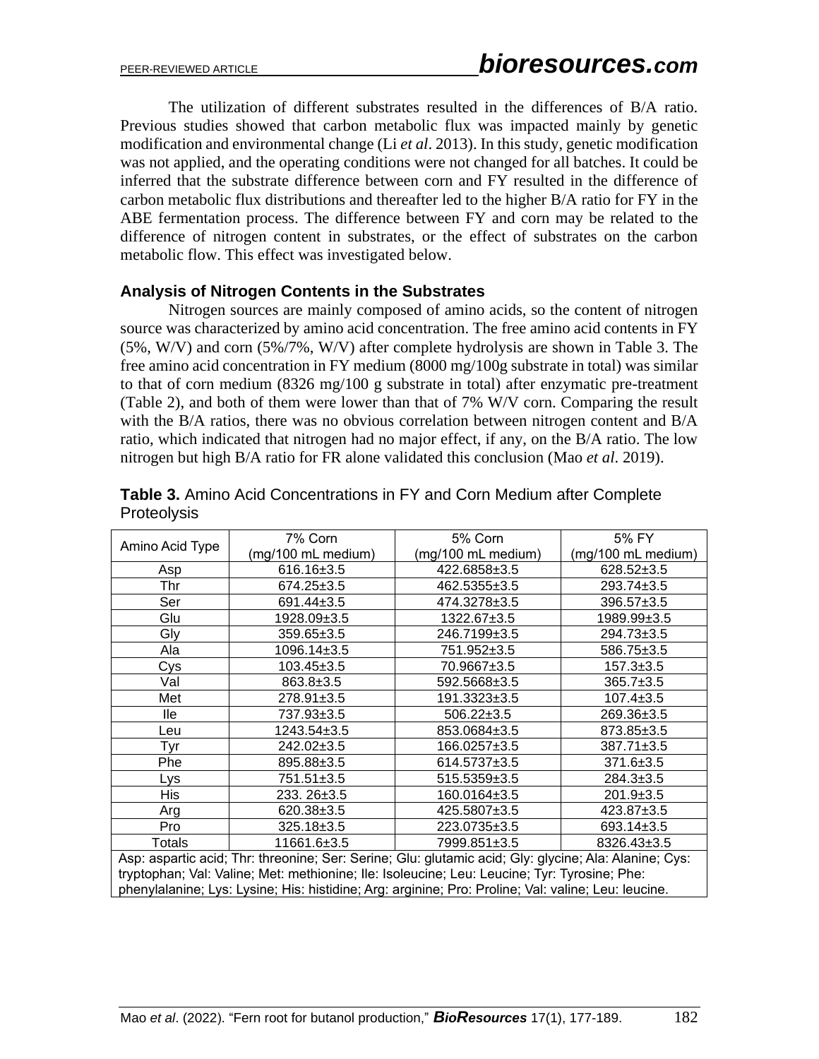The utilization of different substrates resulted in the differences of B/A ratio. Previous studies showed that carbon metabolic flux was impacted mainly by genetic modification and environmental change (Li *et al*. 2013). In this study, genetic modification was not applied, and the operating conditions were not changed for all batches. It could be inferred that the substrate difference between corn and FY resulted in the difference of carbon metabolic flux distributions and thereafter led to the higher B/A ratio for FY in the ABE fermentation process. The difference between FY and corn may be related to the difference of nitrogen content in substrates, or the effect of substrates on the carbon metabolic flow. This effect was investigated below.

### Analysis of Nitrogen Contents in the Substrates

Nitrogen sources are mainly composed of amino acids, so the content of nitrogen source was characterized by amino acid concentration. The free amino acid contents in FY (5%, W/V) and corn (5%/7%, W/V) after complete hydrolysis are shown in Table 3. The free amino acid concentration in FY medium (8000 mg/100g substrate in total) was similar to that of corn medium (8326 mg/100 g substrate in total) after enzymatic pre-treatment (Table 2), and both of them were lower than that of 7% W/V corn. Comparing the result with the B/A ratios, there was no obvious correlation between nitrogen content and B/A ratio, which indicated that nitrogen had no major effect, if any, on the B/A ratio. The low nitrogen but high B/A ratio for FR alone validated this conclusion (Mao *et al*. 2019).

**Table 3.** Amino Acid Concentrations in FY and Corn Medium after Complete Proteolysis

| Amino Acid Type | 7% Corn (mg/100 mL medium) | 5% Corn (mg/100 mL medium) | 5% FY (mg/100 mL medium) |
|---|---|---|---|
| Asp | 616.16±3.5 | 422.6858±3.5 | 628.52±3.5 |
| Thr | 674.25±3.5 | 462.5355±3.5 | 293.74±3.5 |
| Ser | 691.44±3.5 | 474.3278±3.5 | 396.57±3.5 |
| Glu | 1928.09±3.5 | 1322.67±3.5 | 1989.99±3.5 |
| Gly | 359.65±3.5 | 246.7199±3.5 | 294.73±3.5 |
| Ala | 1096.14±3.5 | 751.952±3.5 | 586.75±3.5 |
| Cys | 103.45±3.5 | 70.9667±3.5 | 157.3±3.5 |
| Val | 863.8±3.5 | 592.5668±3.5 | 365.7±3.5 |
| Met | 278.91±3.5 | 191.3323±3.5 | 107.4±3.5 |
| Ile | 737.93±3.5 | 506.22±3.5 | 269.36±3.5 |
| Leu | 1243.54±3.5 | 853.0684±3.5 | 873.85±3.5 |
| Tyr | 242.02±3.5 | 166.0257±3.5 | 387.71±3.5 |
| Phe | 895.88±3.5 | 614.5737±3.5 | 371.6±3.5 |
| Lys | 751.51±3.5 | 515.5359±3.5 | 284.3±3.5 |
| His | 233. 26±3.5 | 160.0164±3.5 | 201.9±3.5 |
| Arg | 620.38±3.5 | 425.5807±3.5 | 423.87±3.5 |
| Pro | 325.18±3.5 | 223.0735±3.5 | 693.14±3.5 |
| Totals | 11661.6±3.5 | 7999.851±3.5 | 8326.43±3.5 |

Asp: aspartic acid; Thr: threonine; Ser: Serine; Glu: glutamic acid; Gly: glycine; Ala: Alanine; Cys: tryptophan; Val: Valine; Met: methionine; Ile: Isoleucine; Leu: Leucine; Tyr: Tyrosine; Phe: phenylalanine; Lys: Lysine; His: histidine; Arg: arginine; Pro: Proline; Val: valine; Leu: leucine.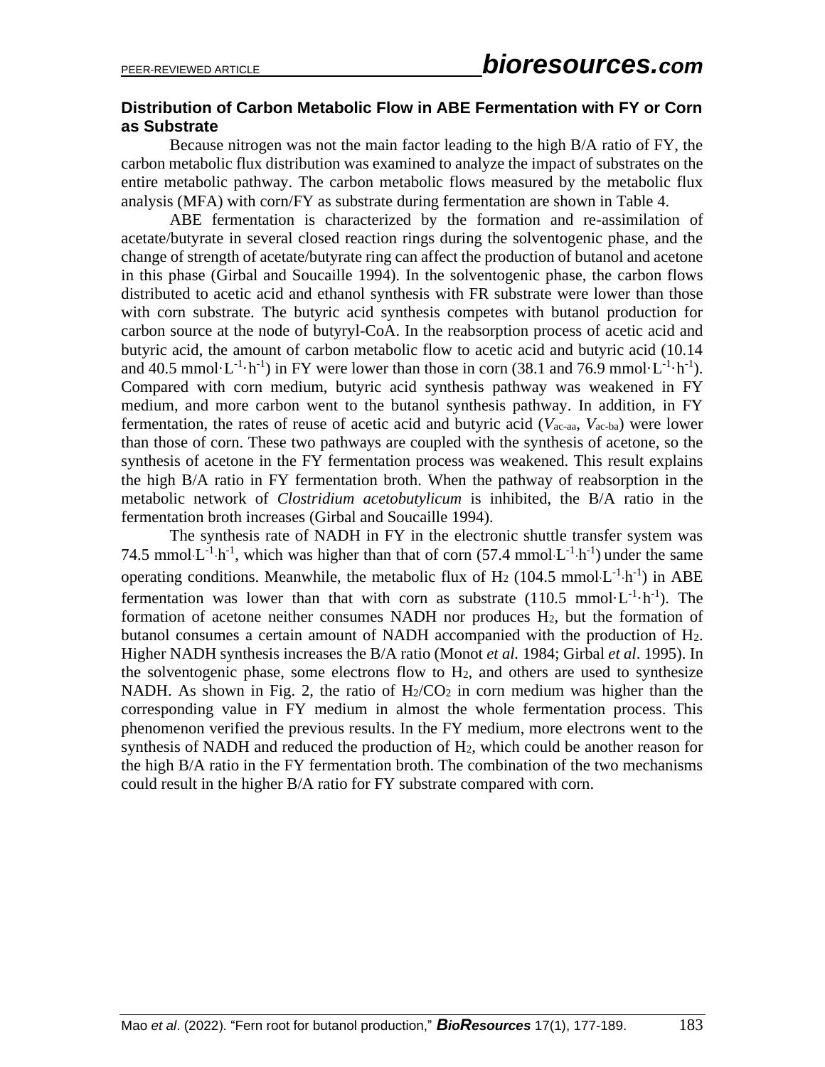### Distribution of Carbon Metabolic Flow in ABE Fermentation with FY or Corn as Substrate

Because nitrogen was not the main factor leading to the high B/A ratio of FY, the carbon metabolic flux distribution was examined to analyze the impact of substrates on the entire metabolic pathway. The carbon metabolic flows measured by the metabolic flux analysis (MFA) with corn/FY as substrate during fermentation are shown in Table 4.

ABE fermentation is characterized by the formation and re-assimilation of acetate/butyrate in several closed reaction rings during the solventogenic phase, and the change of strength of acetate/butyrate ring can affect the production of butanol and acetone in this phase (Girbal and Soucaille 1994). In the solventogenic phase, the carbon flows distributed to acetic acid and ethanol synthesis with FR substrate were lower than those with corn substrate. The butyric acid synthesis competes with butanol production for carbon source at the node of butyryl-CoA. In the reabsorption process of acetic acid and butyric acid, the amount of carbon metabolic flow to acetic acid and butyric acid (10.14 and 40.5 $mmol \cdot L^{-1} \cdot h^{-1}$) in FY were lower than those in corn (38.1 and 76.9 $mmol \cdot L^{-1} \cdot h^{-1}$). Compared with corn medium, butyric acid synthesis pathway was weakened in FY medium, and more carbon went to the butanol synthesis pathway. In addition, in FY fermentation, the rates of reuse of acetic acid and butyric acid ($V_{ac\text{-}aa}$, $V_{ac\text{-}ba}$) were lower than those of corn. These two pathways are coupled with the synthesis of acetone, so the synthesis of acetone in the FY fermentation process was weakened. This result explains the high B/A ratio in FY fermentation broth. When the pathway of reabsorption in the metabolic network of *Clostridium acetobutylicum* is inhibited, the B/A ratio in the fermentation broth increases (Girbal and Soucaille 1994).

The synthesis rate of NADH in FY in the electronic shuttle transfer system was 74.5 $mmol \cdot L^{-1} \cdot h^{-1}$, which was higher than that of corn (57.4 $mmol \cdot L^{-1} \cdot h^{-1}$) under the same operating conditions. Meanwhile, the metabolic flux of $H_2$ (104.5 $mmol \cdot L^{-1} \cdot h^{-1}$) in ABE fermentation was lower than that with corn as substrate (110.5 $mmol \cdot L^{-1} \cdot h^{-1}$). The formation of acetone neither consumes NADH nor produces $H_2$, but the formation of butanol consumes a certain amount of NADH accompanied with the production of $H_2$. Higher NADH synthesis increases the B/A ratio (Monot *et al.* 1984; Girbal *et al.* 1995). In the solventogenic phase, some electrons flow to $H_2$, and others are used to synthesize NADH. As shown in Fig. 2, the ratio of $H_2/CO_2$ in corn medium was higher than the corresponding value in FY medium in almost the whole fermentation process. This phenomenon verified the previous results. In the FY medium, more electrons went to the synthesis of NADH and reduced the production of $H_2$, which could be another reason for the high B/A ratio in the FY fermentation broth. The combination of the two mechanisms could result in the higher B/A ratio for FY substrate compared with corn.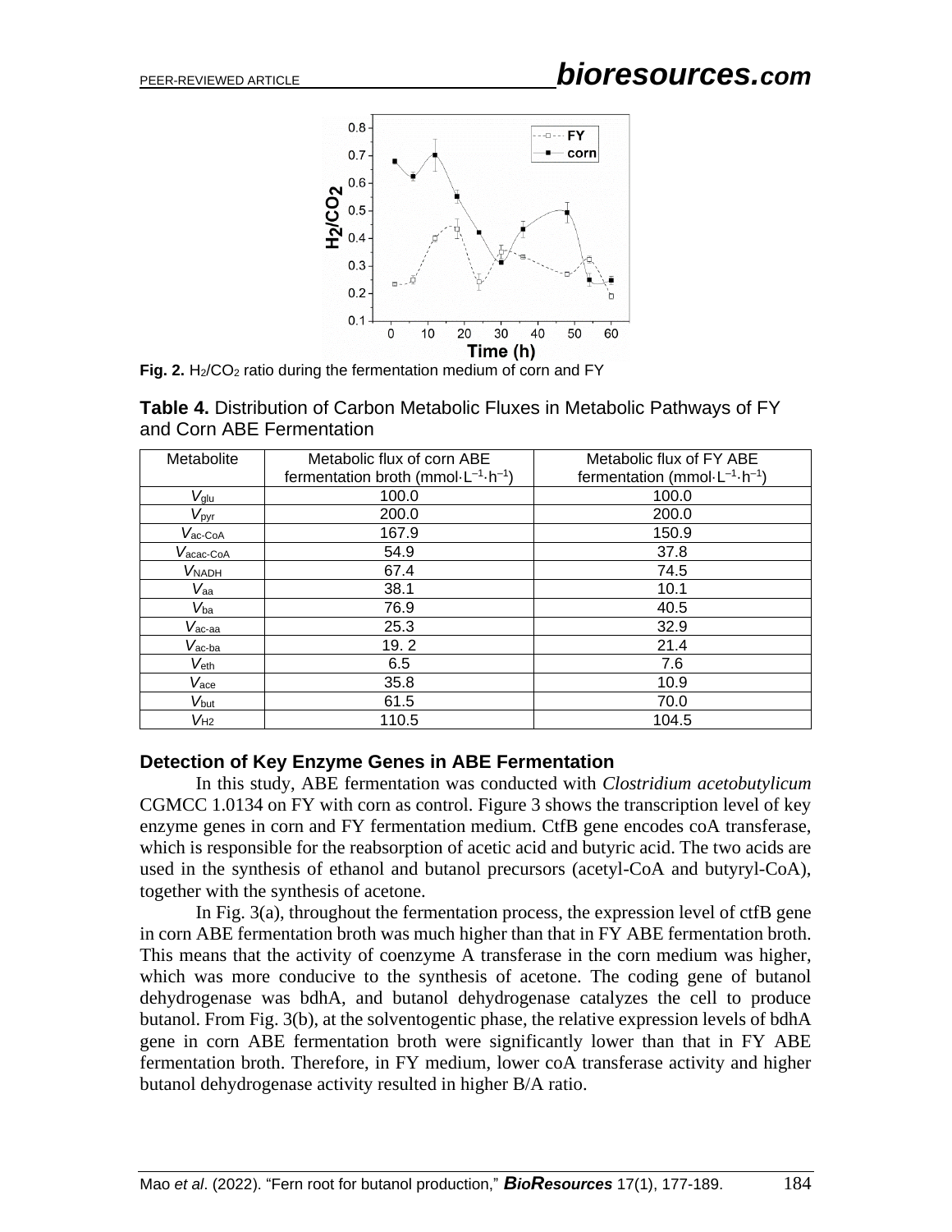Fig. 2. $H_2/CO_2$ ratio during the fermentation medium of corn and FY

**Table 4.** Distribution of Carbon Metabolic Fluxes in Metabolic Pathways of FY and Corn ABE Fermentation

| Metabolite | Metabolic flux of corn ABE fermentation broth ($mmol \cdot L^{-1} \cdot h^{-1}$) | Metabolic flux of FY ABE fermentation ($mmol \cdot L^{-1} \cdot h^{-1}$) |
|---|---|---|
| $V_{glu}$ | 100.0 | 100.0 |
| $V_{pyr}$ | 200.0 | 200.0 |
| $V_{ac\text{-}CoA}$ | 167.9 | 150.9 |
| $V_{acac\text{-}CoA}$ | 54.9 | 37.8 |
| $V_{NADH}$ | 67.4 | 74.5 |
| $V_{aa}$ | 38.1 | 10.1 |
| $V_{ba}$ | 76.9 | 40.5 |
| $V_{ac\text{-}aa}$ | 25.3 | 32.9 |
| $V_{ac\text{-}ba}$ | 19. 2 | 21.4 |
| $V_{eth}$ | 6.5 | 7.6 |
| $V_{ace}$ | 35.8 | 10.9 |
| $V_{but}$ | 61.5 | 70.0 |
| $V_{H2}$ | 110.5 | 104.5 |

### Detection of Key Enzyme Genes in ABE Fermentation

In this study, ABE fermentation was conducted with *Clostridium acetobutylicum* CGMCC 1.0134 on FY with corn as control. Figure 3 shows the transcription level of key enzyme genes in corn and FY fermentation medium. CtfB gene encodes coA transferase, which is responsible for the reabsorption of acetic acid and butyric acid. The two acids are used in the synthesis of ethanol and butanol precursors (acetyl-CoA and butyryl-CoA), together with the synthesis of acetone.

In Fig. 3(a), throughout the fermentation process, the expression level of ctfB gene in corn ABE fermentation broth was much higher than that in FY ABE fermentation broth. This means that the activity of coenzyme A transferase in the corn medium was higher, which was more conducive to the synthesis of acetone. The coding gene of butanol dehydrogenase was bdhA, and butanol dehydrogenase catalyzes the cell to produce butanol. From Fig. 3(b), at the solventogentic phase, the relative expression levels of bdhA gene in corn ABE fermentation broth were significantly lower than that in FY ABE fermentation broth. Therefore, in FY medium, lower coA transferase activity and higher butanol dehydrogenase activity resulted in higher B/A ratio.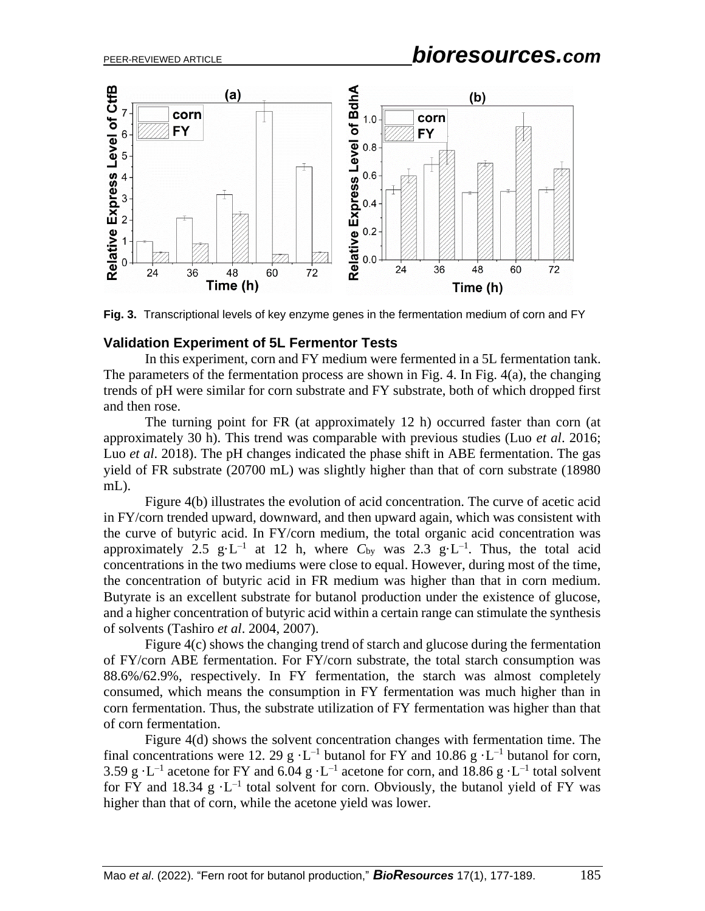Fig. 3. Transcriptional levels of key enzyme genes in the fermentation medium of corn and FY

### Validation Experiment of 5L Fermentor Tests

In this experiment, corn and FY medium were fermented in a 5L fermentation tank. The parameters of the fermentation process are shown in Fig. 4. In Fig. 4(a), the changing trends of pH were similar for corn substrate and FY substrate, both of which dropped first and then rose.

The turning point for FR (at approximately 12 h) occurred faster than corn (at approximately 30 h). This trend was comparable with previous studies (Luo *et al*. 2016; Luo *et al*. 2018). The pH changes indicated the phase shift in ABE fermentation. The gas yield of FR substrate (20700 mL) was slightly higher than that of corn substrate (18980 mL).

Figure 4(b) illustrates the evolution of acid concentration. The curve of acetic acid in FY/corn trended upward, downward, and then upward again, which was consistent with the curve of butyric acid. In FY/corn medium, the total organic acid concentration was approximately 2.5 $g{\cdot}L^{-1}$ at 12 h, where $C_{by}$ was 2.3 $g{\cdot}L^{-1}$. Thus, the total acid concentrations in the two mediums were close to equal. However, during most of the time, the concentration of butyric acid in FR medium was higher than that in corn medium. Butyrate is an excellent substrate for butanol production under the existence of glucose, and a higher concentration of butyric acid within a certain range can stimulate the synthesis of solvents (Tashiro *et al*. 2004, 2007).

Figure 4(c) shows the changing trend of starch and glucose during the fermentation of FY/corn ABE fermentation. For FY/corn substrate, the total starch consumption was 88.6%/62.9%, respectively. In FY fermentation, the starch was almost completely consumed, which means the consumption in FY fermentation was much higher than in corn fermentation. Thus, the substrate utilization of FY fermentation was higher than that of corn fermentation.

Figure 4(d) shows the solvent concentration changes with fermentation time. The final concentrations were 12. 29 $g{\cdot}L^{-1}$ butanol for FY and 10.86 $g{\cdot}L^{-1}$ butanol for corn, 3.59 $g{\cdot}L^{-1}$ acetone for FY and 6.04 $g{\cdot}L^{-1}$ acetone for corn, and 18.86 $g{\cdot}L^{-1}$ total solvent for FY and 18.34 $g{\cdot}L^{-1}$ total solvent for corn. Obviously, the butanol yield of FY was higher than that of corn, while the acetone yield was lower.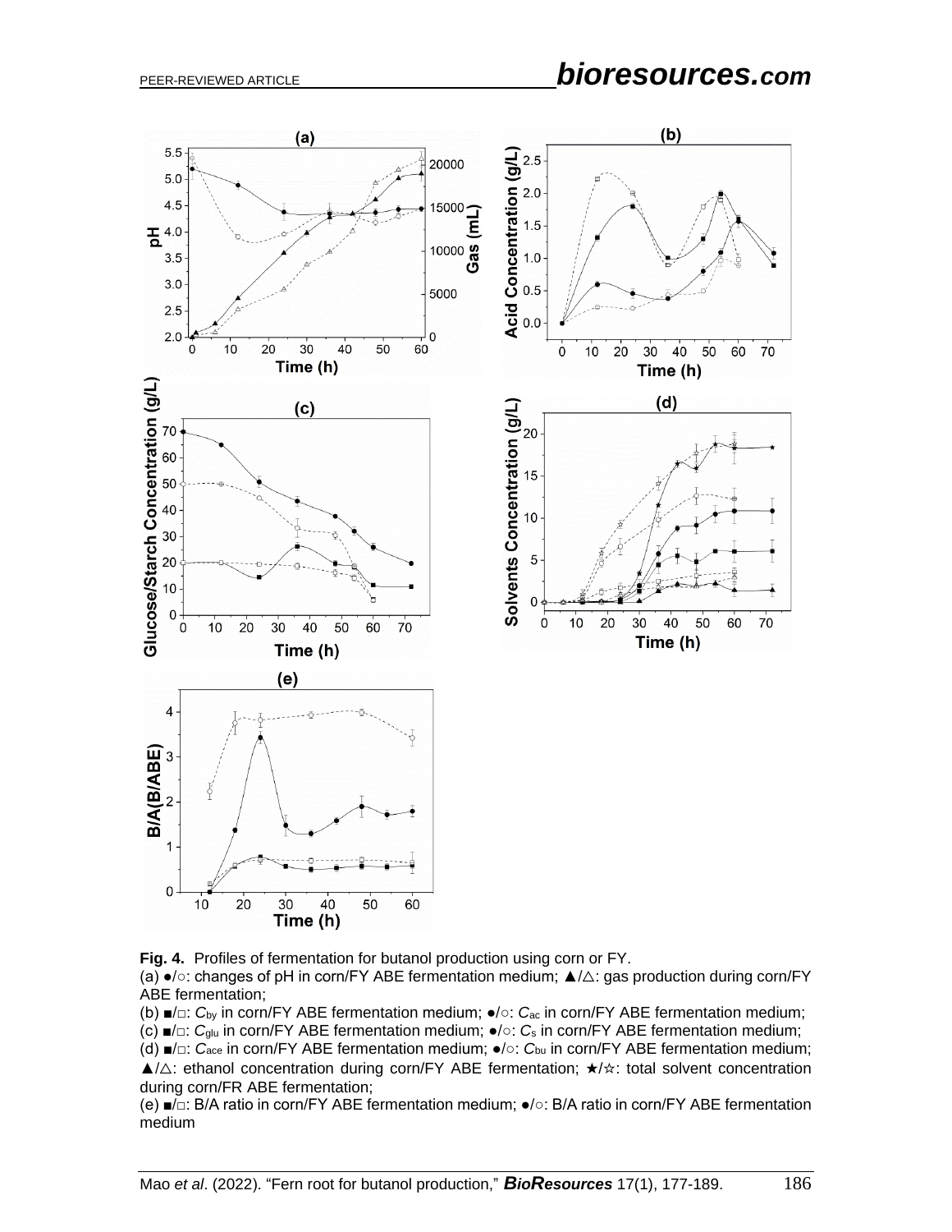**Fig. 4.** Profiles of fermentation for butanol production using corn or FY.

(a) ●/○: changes of pH in corn/FY ABE fermentation medium; ▲/△: gas production during corn/FY ABE fermentation;

(b) ■/□: $C_{by}$ in corn/FY ABE fermentation medium; ●/○: $C_{ac}$ in corn/FY ABE fermentation medium;

(c) ■/□: $C_{glu}$ in corn/FY ABE fermentation medium; ●/○: $C_s$ in corn/FY ABE fermentation medium;

(d) ■/□: $C_{ace}$ in corn/FY ABE fermentation medium; ●/○: $C_{bu}$ in corn/FY ABE fermentation medium; ▲/△: ethanol concentration during corn/FY ABE fermentation; ★/☆: total solvent concentration during corn/FR ABE fermentation;

(e) ■/□: B/A ratio in corn/FY ABE fermentation medium; ●/○: B/A ratio in corn/FY ABE fermentation medium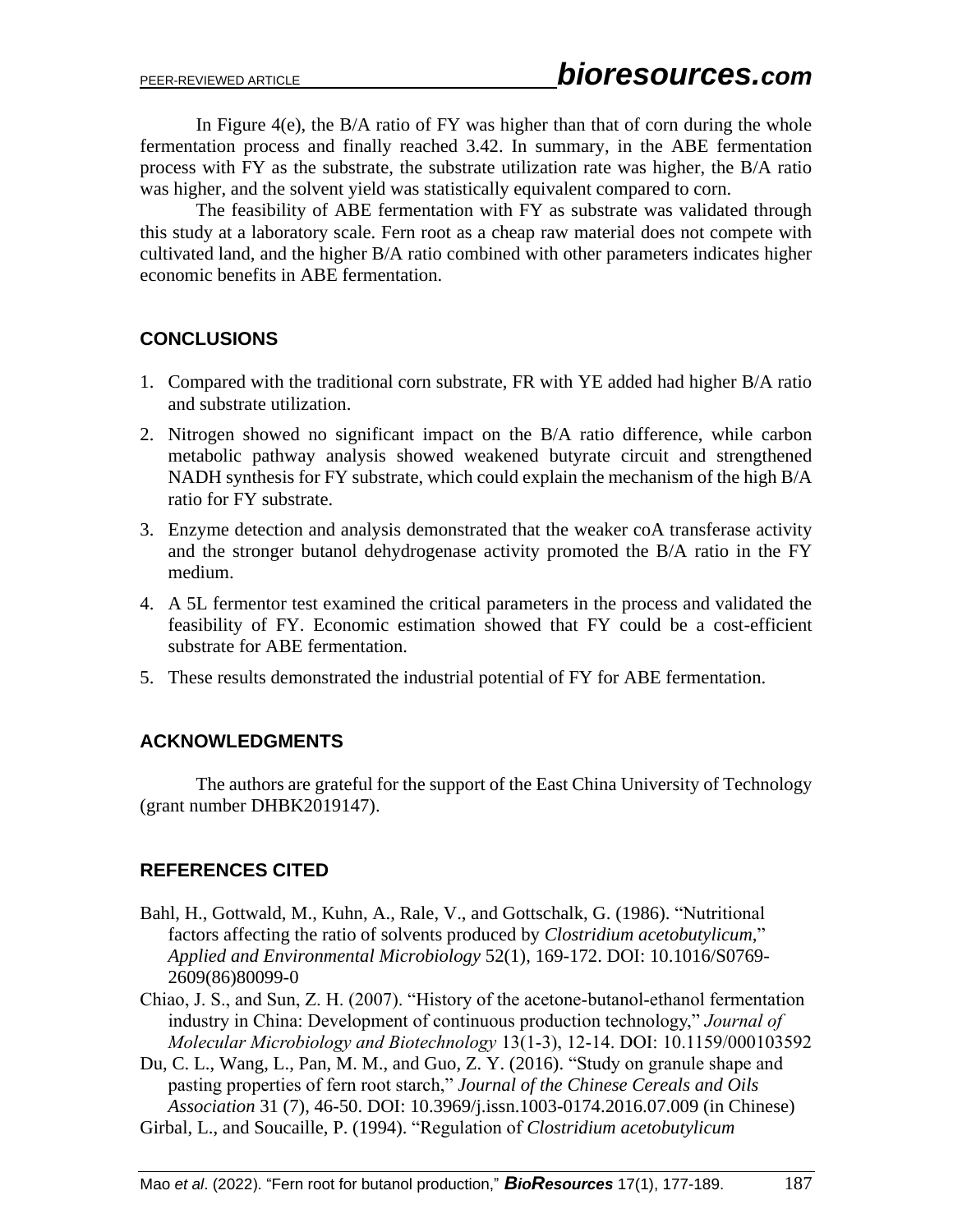In Figure 4(e), the B/A ratio of FY was higher than that of corn during the whole fermentation process and finally reached 3.42. In summary, in the ABE fermentation process with FY as the substrate, the substrate utilization rate was higher, the B/A ratio was higher, and the solvent yield was statistically equivalent compared to corn.

The feasibility of ABE fermentation with FY as substrate was validated through this study at a laboratory scale. Fern root as a cheap raw material does not compete with cultivated land, and the higher B/A ratio combined with other parameters indicates higher economic benefits in ABE fermentation.

## CONCLUSIONS

1. Compared with the traditional corn substrate, FR with YE added had higher B/A ratio and substrate utilization.
2. Nitrogen showed no significant impact on the B/A ratio difference, while carbon metabolic pathway analysis showed weakened butyrate circuit and strengthened NADH synthesis for FY substrate, which could explain the mechanism of the high B/A ratio for FY substrate.
3. Enzyme detection and analysis demonstrated that the weaker coA transferase activity and the stronger butanol dehydrogenase activity promoted the B/A ratio in the FY medium.
4. A 5L fermentor test examined the critical parameters in the process and validated the feasibility of FY. Economic estimation showed that FY could be a cost-efficient substrate for ABE fermentation.
5. These results demonstrated the industrial potential of FY for ABE fermentation.

## ACKNOWLEDGMENTS

The authors are grateful for the support of the East China University of Technology (grant number DHBK2019147).

## REFERENCES CITED

Bahl, H., Gottwald, M., Kuhn, A., Rale, V., and Gottschalk, G. (1986). "Nutritional factors affecting the ratio of solvents produced by *Clostridium acetobutylicum*," *Applied and Environmental Microbiology* 52(1), 169-172. DOI: 10.1016/S0769-2609(86)80099-0

Chiao, J. S., and Sun, Z. H. (2007). "History of the acetone-butanol-ethanol fermentation industry in China: Development of continuous production technology," *Journal of Molecular Microbiology and Biotechnology* 13(1-3), 12-14. DOI: 10.1159/000103592

Du, C. L., Wang, L., Pan, M. M., and Guo, Z. Y. (2016). "Study on granule shape and pasting properties of fern root starch," *Journal of the Chinese Cereals and Oils Association* 31 (7), 46-50. DOI: 10.3969/j.issn.1003-0174.2016.07.009 (in Chinese)

Girbal, L., and Soucaille, P. (1994). "Regulation of *Clostridium acetobutylicum*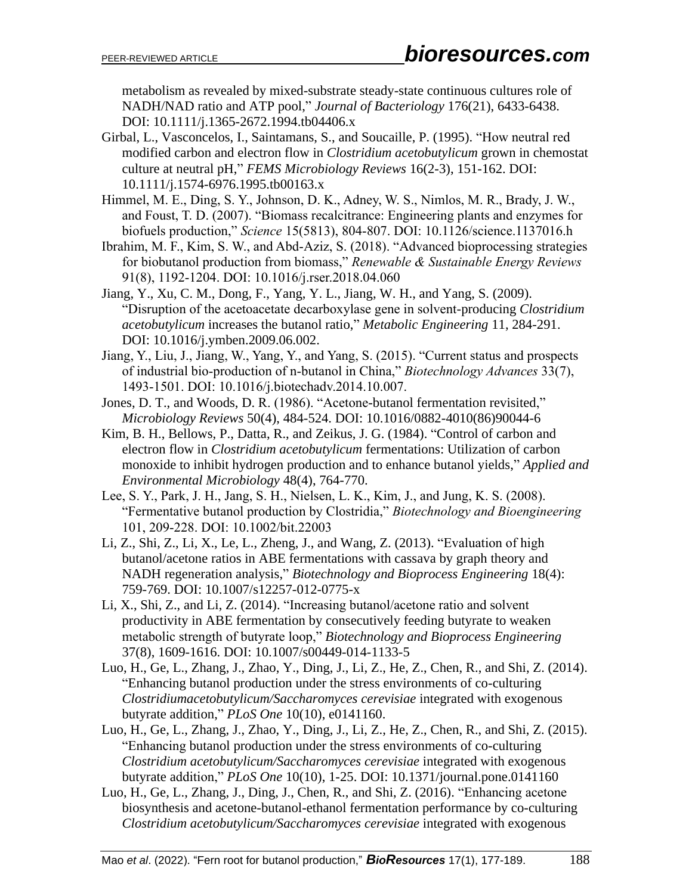metabolism as revealed by mixed-substrate steady-state continuous cultures role of NADH/NAD ratio and ATP pool," *Journal of Bacteriology* 176(21), 6433-6438. DOI: 10.1111/j.1365-2672.1994.tb04406.x

Girbal, L., Vasconcelos, I., Saintamans, S., and Soucaille, P. (1995). "How neutral red modified carbon and electron flow in *Clostridium acetobutylicum* grown in chemostat culture at neutral pH," *FEMS Microbiology Reviews* 16(2-3), 151-162. DOI: 10.1111/j.1574-6976.1995.tb00163.x

Himmel, M. E., Ding, S. Y., Johnson, D. K., Adney, W. S., Nimlos, M. R., Brady, J. W., and Foust, T. D. (2007). "Biomass recalcitrance: Engineering plants and enzymes for biofuels production," *Science* 15(5813), 804-807. DOI: 10.1126/science.1137016.h

Ibrahim, M. F., Kim, S. W., and Abd-Aziz, S. (2018). "Advanced bioprocessing strategies for biobutanol production from biomass," *Renewable & Sustainable Energy Reviews* 91(8), 1192-1204. DOI: 10.1016/j.rser.2018.04.060

Jiang, Y., Xu, C. M., Dong, F., Yang, Y. L., Jiang, W. H., and Yang, S. (2009). "Disruption of the acetoacetate decarboxylase gene in solvent-producing *Clostridium acetobutylicum* increases the butanol ratio," *Metabolic Engineering* 11, 284-291. DOI: 10.1016/j.ymben.2009.06.002.

Jiang, Y., Liu, J., Jiang, W., Yang, Y., and Yang, S. (2015). "Current status and prospects of industrial bio-production of n-butanol in China," *Biotechnology Advances* 33(7), 1493-1501. DOI: 10.1016/j.biotechadv.2014.10.007.

Jones, D. T., and Woods, D. R. (1986). "Acetone-butanol fermentation revisited," *Microbiology Reviews* 50(4), 484-524. DOI: 10.1016/0882-4010(86)90044-6

Kim, B. H., Bellows, P., Datta, R., and Zeikus, J. G. (1984). "Control of carbon and electron flow in *Clostridium acetobutylicum* fermentations: Utilization of carbon monoxide to inhibit hydrogen production and to enhance butanol yields," *Applied and Environmental Microbiology* 48(4), 764-770.

Lee, S. Y., Park, J. H., Jang, S. H., Nielsen, L. K., Kim, J., and Jung, K. S. (2008). "Fermentative butanol production by Clostridia," *Biotechnology and Bioengineering* 101, 209-228. DOI: 10.1002/bit.22003

Li, Z., Shi, Z., Li, X., Le, L., Zheng, J., and Wang, Z. (2013). "Evaluation of high butanol/acetone ratios in ABE fermentations with cassava by graph theory and NADH regeneration analysis," *Biotechnology and Bioprocess Engineering* 18(4): 759-769. DOI: 10.1007/s12257-012-0775-x

Li, X., Shi, Z., and Li, Z. (2014). "Increasing butanol/acetone ratio and solvent productivity in ABE fermentation by consecutively feeding butyrate to weaken metabolic strength of butyrate loop," *Biotechnology and Bioprocess Engineering* 37(8), 1609-1616. DOI: 10.1007/s00449-014-1133-5

Luo, H., Ge, L., Zhang, J., Zhao, Y., Ding, J., Li, Z., He, Z., Chen, R., and Shi, Z. (2014). "Enhancing butanol production under the stress environments of co-culturing *Clostridiumacetobutylicum/Saccharomyces cerevisiae* integrated with exogenous butyrate addition," *PLoS One* 10(10), e0141160.

Luo, H., Ge, L., Zhang, J., Zhao, Y., Ding, J., Li, Z., He, Z., Chen, R., and Shi, Z. (2015). "Enhancing butanol production under the stress environments of co-culturing *Clostridium acetobutylicum/Saccharomyces cerevisiae* integrated with exogenous butyrate addition," *PLoS One* 10(10), 1-25. DOI: 10.1371/journal.pone.0141160

Luo, H., Ge, L., Zhang, J., Ding, J., Chen, R., and Shi, Z. (2016). "Enhancing acetone biosynthesis and acetone-butanol-ethanol fermentation performance by co-culturing *Clostridium acetobutylicum/Saccharomyces cerevisiae* integrated with exogenous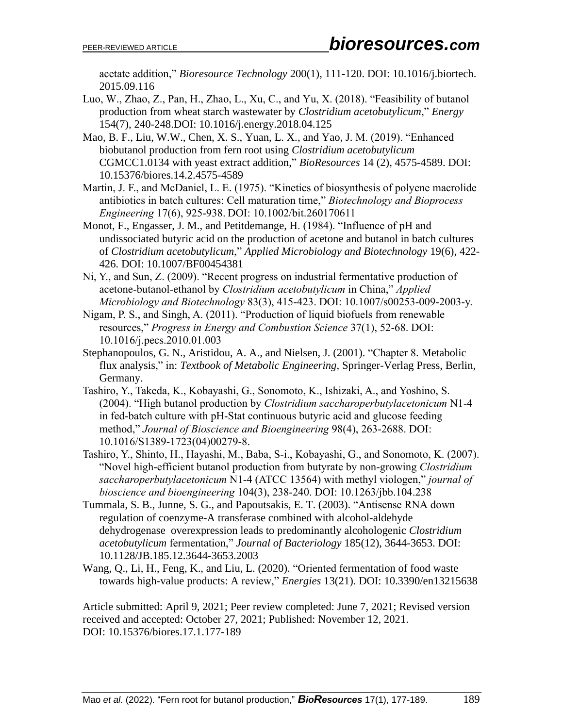acetate addition," *Bioresource Technology* 200(1), 111-120. DOI: 10.1016/j.biortech. 2015.09.116

Luo, W., Zhao, Z., Pan, H., Zhao, L., Xu, C., and Yu, X. (2018). "Feasibility of butanol production from wheat starch wastewater by *Clostridium acetobutylicum*," *Energy* 154(7), 240-248.DOI: 10.1016/j.energy.2018.04.125

Mao, B. F., Liu, W.W., Chen, X. S., Yuan, L. X., and Yao, J. M. (2019). "Enhanced biobutanol production from fern root using *Clostridium acetobutylicum* CGMCC1.0134 with yeast extract addition," *BioResources* 14 (2), 4575-4589. DOI: 10.15376/biores.14.2.4575-4589

Martin, J. F., and McDaniel, L. E. (1975). "Kinetics of biosynthesis of polyene macrolide antibiotics in batch cultures: Cell maturation time," *Biotechnology and Bioprocess Engineering* 17(6), 925-938. DOI: 10.1002/bit.260170611

Monot, F., Engasser, J. M., and Petitdemange, H. (1984). "Influence of pH and undissociated butyric acid on the production of acetone and butanol in batch cultures of *Clostridium acetobutylicum*," *Applied Microbiology and Biotechnology* 19(6), 422-426. DOI: 10.1007/BF00454381

Ni, Y., and Sun, Z. (2009). "Recent progress on industrial fermentative production of acetone-butanol-ethanol by *Clostridium acetobutylicum* in China," *Applied Microbiology and Biotechnology* 83(3), 415-423. DOI: 10.1007/s00253-009-2003-y.

Nigam, P. S., and Singh, A. (2011). "Production of liquid biofuels from renewable resources," *Progress in Energy and Combustion Science* 37(1), 52-68. DOI: 10.1016/j.pecs.2010.01.003

Stephanopoulos, G. N., Aristidou, A. A., and Nielsen, J. (2001). "Chapter 8. Metabolic flux analysis," in: *Textbook of Metabolic Engineering*, Springer-Verlag Press, Berlin, Germany.

Tashiro, Y., Takeda, K., Kobayashi, G., Sonomoto, K., Ishizaki, A., and Yoshino, S. (2004). "High butanol production by *Clostridium saccharoperbutylacetonicum* N1-4 in fed-batch culture with pH-Stat continuous butyric acid and glucose feeding method," *Journal of Bioscience and Bioengineering* 98(4), 263-2688. DOI: 10.1016/S1389-1723(04)00279-8.

Tashiro, Y., Shinto, H., Hayashi, M., Baba, S-i., Kobayashi, G., and Sonomoto, K. (2007). "Novel high-efficient butanol production from butyrate by non-growing *Clostridium saccharoperbutylacetonicum* N1-4 (ATCC 13564) with methyl viologen," *journal of bioscience and bioengineering* 104(3), 238-240. DOI: 10.1263/jbb.104.238

Tummala, S. B., Junne, S. G., and Papoutsakis, E. T. (2003). "Antisense RNA down regulation of coenzyme-A transferase combined with alcohol-aldehyde dehydrogenase overexpression leads to predominantly alcohologenic *Clostridium acetobutylicum* fermentation," *Journal of Bacteriology* 185(12), 3644-3653. DOI: 10.1128/JB.185.12.3644-3653.2003

Wang, Q., Li, H., Feng, K., and Liu, L. (2020). "Oriented fermentation of food waste towards high-value products: A review," *Energies* 13(21). DOI: 10.3390/en13215638

Article submitted: April 9, 2021; Peer review completed: June 7, 2021; Revised version received and accepted: October 27, 2021; Published: November 12, 2021.
DOI: 10.15376/biores.17.1.177-189